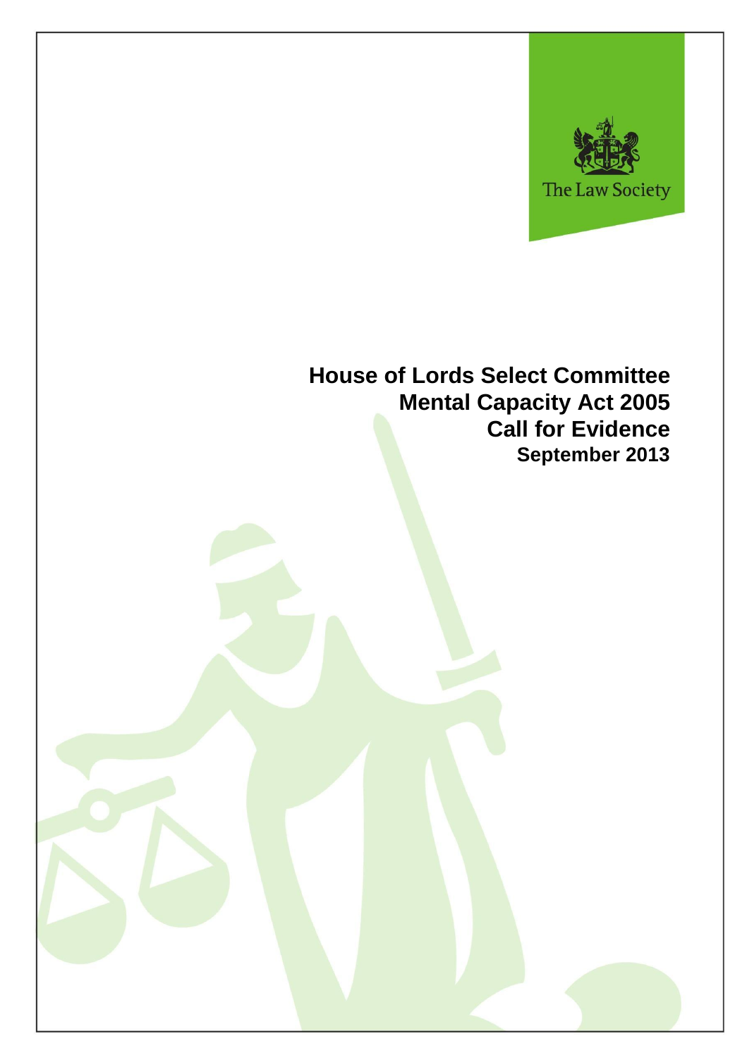The Law Society

# House of Lords Select Committee
# Mental Capacity Act 2005
# Call for Evidence

**September 2013**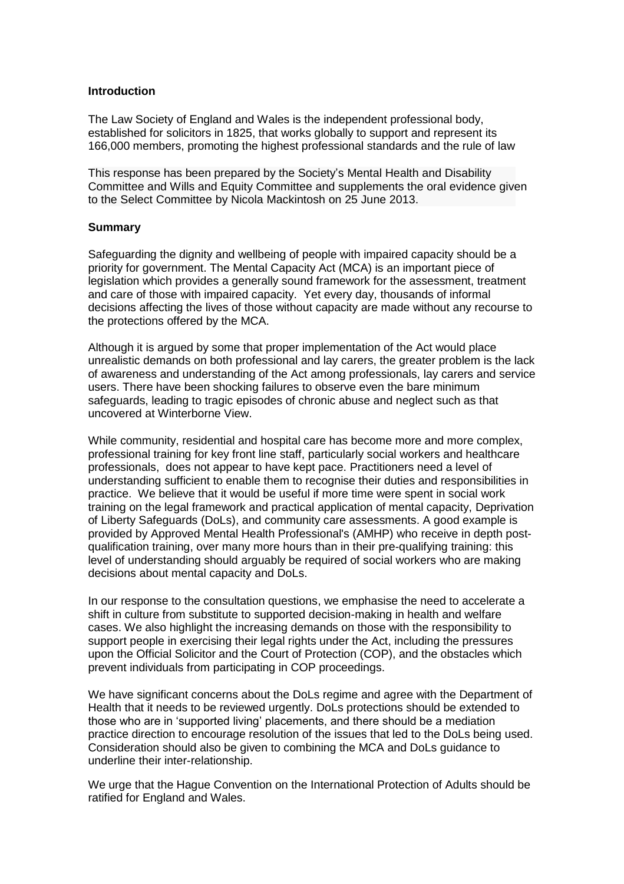**Introduction**

The Law Society of England and Wales is the independent professional body, established for solicitors in 1825, that works globally to support and represent its 166,000 members, promoting the highest professional standards and the rule of law

This response has been prepared by the Society's Mental Health and Disability Committee and Wills and Equity Committee and supplements the oral evidence given to the Select Committee by Nicola Mackintosh on 25 June 2013.

**Summary**

Safeguarding the dignity and wellbeing of people with impaired capacity should be a priority for government. The Mental Capacity Act (MCA) is an important piece of legislation which provides a generally sound framework for the assessment, treatment and care of those with impaired capacity. Yet every day, thousands of informal decisions affecting the lives of those without capacity are made without any recourse to the protections offered by the MCA.

Although it is argued by some that proper implementation of the Act would place unrealistic demands on both professional and lay carers, the greater problem is the lack of awareness and understanding of the Act among professionals, lay carers and service users. There have been shocking failures to observe even the bare minimum safeguards, leading to tragic episodes of chronic abuse and neglect such as that uncovered at Winterborne View.

While community, residential and hospital care has become more and more complex, professional training for key front line staff, particularly social workers and healthcare professionals, does not appear to have kept pace. Practitioners need a level of understanding sufficient to enable them to recognise their duties and responsibilities in practice. We believe that it would be useful if more time were spent in social work training on the legal framework and practical application of mental capacity, Deprivation of Liberty Safeguards (DoLs), and community care assessments. A good example is provided by Approved Mental Health Professional's (AMHP) who receive in depth post-qualification training, over many more hours than in their pre-qualifying training: this level of understanding should arguably be required of social workers who are making decisions about mental capacity and DoLs.

In our response to the consultation questions, we emphasise the need to accelerate a shift in culture from substitute to supported decision-making in health and welfare cases. We also highlight the increasing demands on those with the responsibility to support people in exercising their legal rights under the Act, including the pressures upon the Official Solicitor and the Court of Protection (COP), and the obstacles which prevent individuals from participating in COP proceedings.

We have significant concerns about the DoLs regime and agree with the Department of Health that it needs to be reviewed urgently. DoLs protections should be extended to those who are in 'supported living' placements, and there should be a mediation practice direction to encourage resolution of the issues that led to the DoLs being used. Consideration should also be given to combining the MCA and DoLs guidance to underline their inter-relationship.

We urge that the Hague Convention on the International Protection of Adults should be ratified for England and Wales.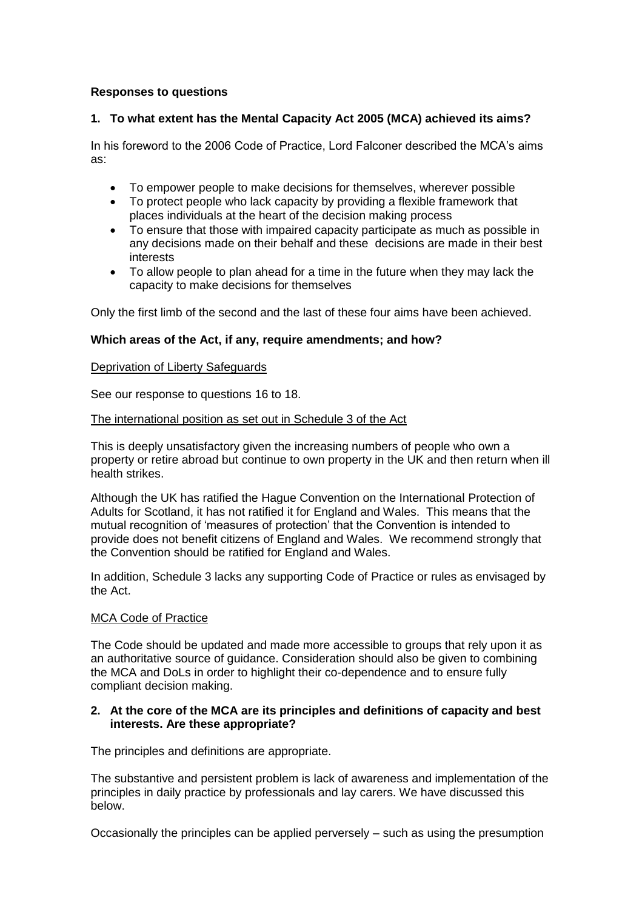**Responses to questions**

**1. To what extent has the Mental Capacity Act 2005 (MCA) achieved its aims?**

In his foreword to the 2006 Code of Practice, Lord Falconer described the MCA's aims as:

- To empower people to make decisions for themselves, wherever possible
- To protect people who lack capacity by providing a flexible framework that places individuals at the heart of the decision making process
- To ensure that those with impaired capacity participate as much as possible in any decisions made on their behalf and these decisions are made in their best interests
- To allow people to plan ahead for a time in the future when they may lack the capacity to make decisions for themselves

Only the first limb of the second and the last of these four aims have been achieved.

**Which areas of the Act, if any, require amendments; and how?**

<u>Deprivation of Liberty Safeguards</u>

See our response to questions 16 to 18.

<u>The international position as set out in Schedule 3 of the Act</u>

This is deeply unsatisfactory given the increasing numbers of people who own a property or retire abroad but continue to own property in the UK and then return when ill health strikes.

Although the UK has ratified the Hague Convention on the International Protection of Adults for Scotland, it has not ratified it for England and Wales. This means that the mutual recognition of 'measures of protection' that the Convention is intended to provide does not benefit citizens of England and Wales. We recommend strongly that the Convention should be ratified for England and Wales.

In addition, Schedule 3 lacks any supporting Code of Practice or rules as envisaged by the Act.

<u>MCA Code of Practice</u>

The Code should be updated and made more accessible to groups that rely upon it as an authoritative source of guidance. Consideration should also be given to combining the MCA and DoLs in order to highlight their co-dependence and to ensure fully compliant decision making.

**2. At the core of the MCA are its principles and definitions of capacity and best interests. Are these appropriate?**

The principles and definitions are appropriate.

The substantive and persistent problem is lack of awareness and implementation of the principles in daily practice by professionals and lay carers. We have discussed this below.

Occasionally the principles can be applied perversely – such as using the presumption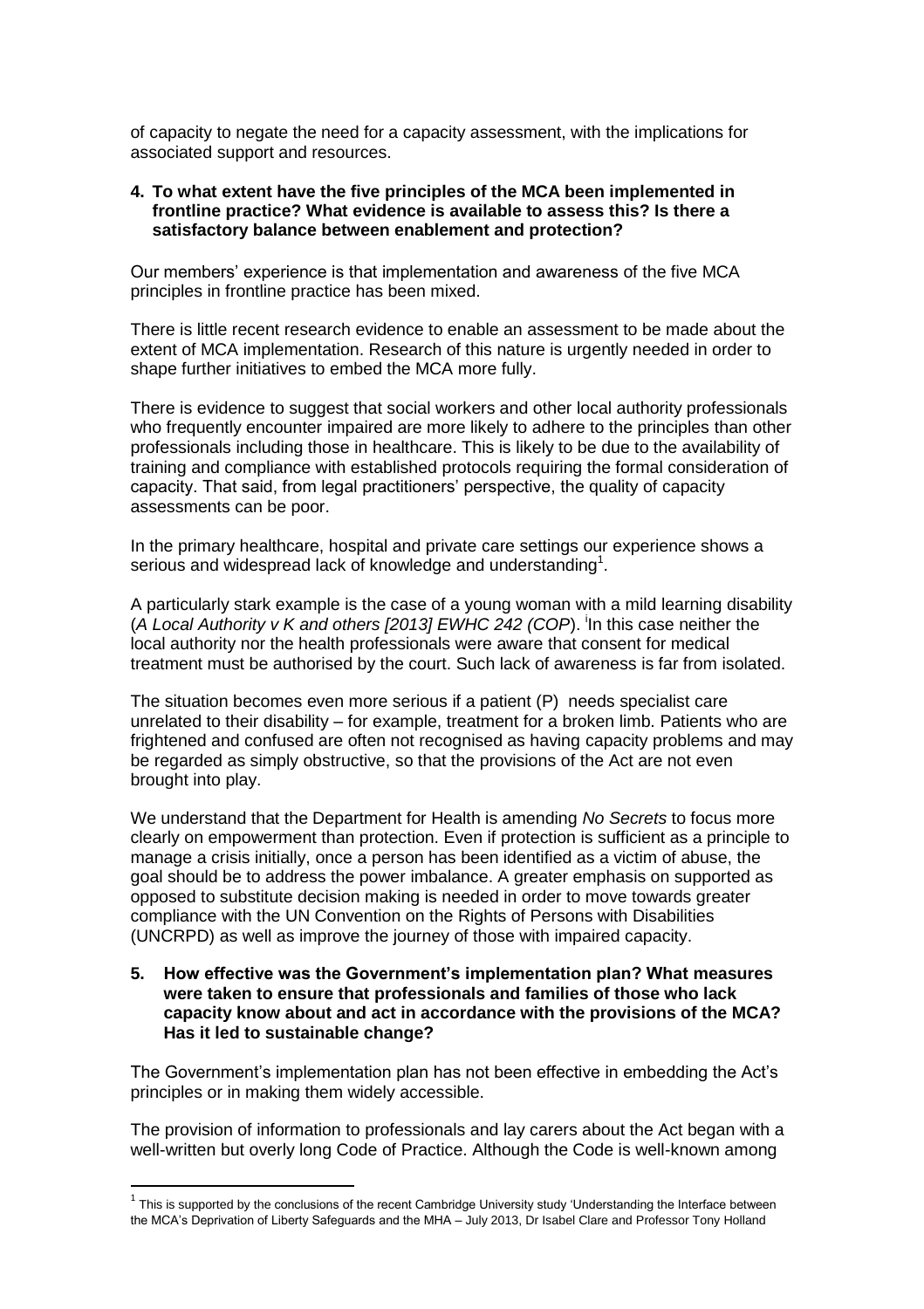of capacity to negate the need for a capacity assessment, with the implications for associated support and resources.

**4. To what extent have the five principles of the MCA been implemented in frontline practice? What evidence is available to assess this? Is there a satisfactory balance between enablement and protection?**

Our members' experience is that implementation and awareness of the five MCA principles in frontline practice has been mixed.

There is little recent research evidence to enable an assessment to be made about the extent of MCA implementation. Research of this nature is urgently needed in order to shape further initiatives to embed the MCA more fully.

There is evidence to suggest that social workers and other local authority professionals who frequently encounter impaired are more likely to adhere to the principles than other professionals including those in healthcare. This is likely to be due to the availability of training and compliance with established protocols requiring the formal consideration of capacity. That said, from legal practitioners' perspective, the quality of capacity assessments can be poor.

In the primary healthcare, hospital and private care settings our experience shows a serious and widespread lack of knowledge and understanding[1].

A particularly stark example is the case of a young woman with a mild learning disability (*A Local Authority v K and others [2013] EWHC 242 (COP*). [i]In this case neither the local authority nor the health professionals were aware that consent for medical treatment must be authorised by the court. Such lack of awareness is far from isolated.

The situation becomes even more serious if a patient (P) needs specialist care unrelated to their disability – for example, treatment for a broken limb. Patients who are frightened and confused are often not recognised as having capacity problems and may be regarded as simply obstructive, so that the provisions of the Act are not even brought into play.

We understand that the Department for Health is amending *No Secrets* to focus more clearly on empowerment than protection. Even if protection is sufficient as a principle to manage a crisis initially, once a person has been identified as a victim of abuse, the goal should be to address the power imbalance. A greater emphasis on supported as opposed to substitute decision making is needed in order to move towards greater compliance with the UN Convention on the Rights of Persons with Disabilities (UNCRPD) as well as improve the journey of those with impaired capacity.

**5. How effective was the Government's implementation plan? What measures were taken to ensure that professionals and families of those who lack capacity know about and act in accordance with the provisions of the MCA? Has it led to sustainable change?**

The Government's implementation plan has not been effective in embedding the Act's principles or in making them widely accessible.

The provision of information to professionals and lay carers about the Act began with a well-written but overly long Code of Practice. Although the Code is well-known among

---

[1] This is supported by the conclusions of the recent Cambridge University study 'Understanding the Interface between the MCA's Deprivation of Liberty Safeguards and the MHA – July 2013, Dr Isabel Clare and Professor Tony Holland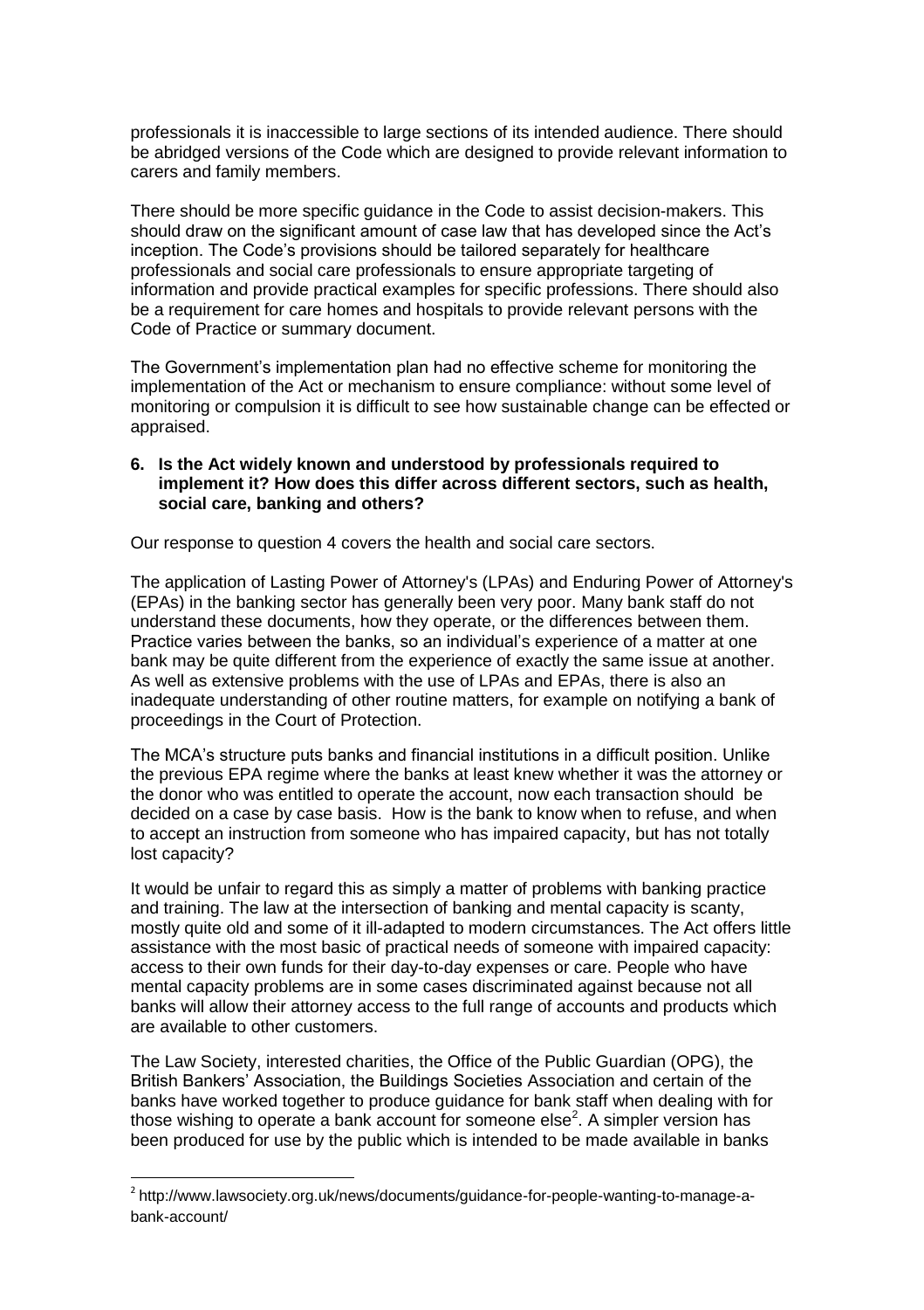professionals it is inaccessible to large sections of its intended audience. There should be abridged versions of the Code which are designed to provide relevant information to carers and family members.

There should be more specific guidance in the Code to assist decision-makers. This should draw on the significant amount of case law that has developed since the Act's inception. The Code's provisions should be tailored separately for healthcare professionals and social care professionals to ensure appropriate targeting of information and provide practical examples for specific professions. There should also be a requirement for care homes and hospitals to provide relevant persons with the Code of Practice or summary document.

The Government's implementation plan had no effective scheme for monitoring the implementation of the Act or mechanism to ensure compliance: without some level of monitoring or compulsion it is difficult to see how sustainable change can be effected or appraised.

**6. Is the Act widely known and understood by professionals required to implement it? How does this differ across different sectors, such as health, social care, banking and others?**

Our response to question 4 covers the health and social care sectors.

The application of Lasting Power of Attorney's (LPAs) and Enduring Power of Attorney's (EPAs) in the banking sector has generally been very poor. Many bank staff do not understand these documents, how they operate, or the differences between them. Practice varies between the banks, so an individual's experience of a matter at one bank may be quite different from the experience of exactly the same issue at another. As well as extensive problems with the use of LPAs and EPAs, there is also an inadequate understanding of other routine matters, for example on notifying a bank of proceedings in the Court of Protection.

The MCA's structure puts banks and financial institutions in a difficult position. Unlike the previous EPA regime where the banks at least knew whether it was the attorney or the donor who was entitled to operate the account, now each transaction should be decided on a case by case basis. How is the bank to know when to refuse, and when to accept an instruction from someone who has impaired capacity, but has not totally lost capacity?

It would be unfair to regard this as simply a matter of problems with banking practice and training. The law at the intersection of banking and mental capacity is scanty, mostly quite old and some of it ill-adapted to modern circumstances. The Act offers little assistance with the most basic of practical needs of someone with impaired capacity: access to their own funds for their day-to-day expenses or care. People who have mental capacity problems are in some cases discriminated against because not all banks will allow their attorney access to the full range of accounts and products which are available to other customers.

The Law Society, interested charities, the Office of the Public Guardian (OPG), the British Bankers' Association, the Buildings Societies Association and certain of the banks have worked together to produce guidance for bank staff when dealing with for those wishing to operate a bank account for someone else[2]. A simpler version has been produced for use by the public which is intended to be made available in banks

[2] http://www.lawsociety.org.uk/news/documents/guidance-for-people-wanting-to-manage-a-bank-account/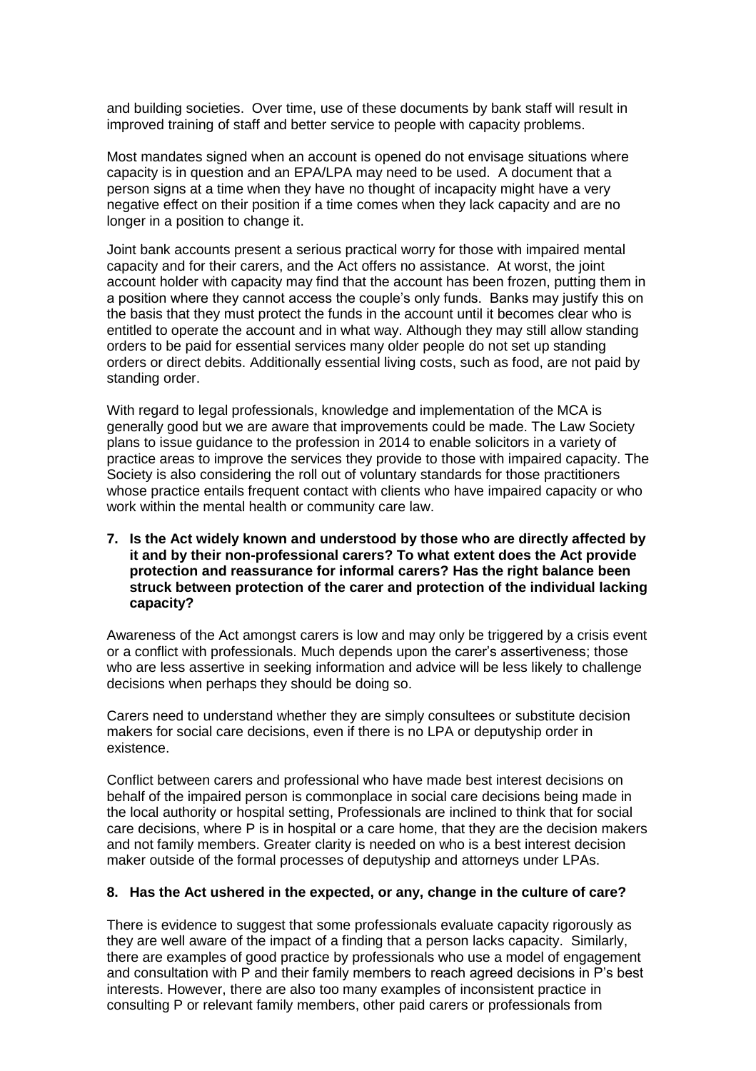and building societies. Over time, use of these documents by bank staff will result in improved training of staff and better service to people with capacity problems.

Most mandates signed when an account is opened do not envisage situations where capacity is in question and an EPA/LPA may need to be used. A document that a person signs at a time when they have no thought of incapacity might have a very negative effect on their position if a time comes when they lack capacity and are no longer in a position to change it.

Joint bank accounts present a serious practical worry for those with impaired mental capacity and for their carers, and the Act offers no assistance. At worst, the joint account holder with capacity may find that the account has been frozen, putting them in a position where they cannot access the couple's only funds. Banks may justify this on the basis that they must protect the funds in the account until it becomes clear who is entitled to operate the account and in what way. Although they may still allow standing orders to be paid for essential services many older people do not set up standing orders or direct debits. Additionally essential living costs, such as food, are not paid by standing order.

With regard to legal professionals, knowledge and implementation of the MCA is generally good but we are aware that improvements could be made. The Law Society plans to issue guidance to the profession in 2014 to enable solicitors in a variety of practice areas to improve the services they provide to those with impaired capacity. The Society is also considering the roll out of voluntary standards for those practitioners whose practice entails frequent contact with clients who have impaired capacity or who work within the mental health or community care law.

**7. Is the Act widely known and understood by those who are directly affected by it and by their non-professional carers? To what extent does the Act provide protection and reassurance for informal carers? Has the right balance been struck between protection of the carer and protection of the individual lacking capacity?**

Awareness of the Act amongst carers is low and may only be triggered by a crisis event or a conflict with professionals. Much depends upon the carer's assertiveness; those who are less assertive in seeking information and advice will be less likely to challenge decisions when perhaps they should be doing so.

Carers need to understand whether they are simply consultees or substitute decision makers for social care decisions, even if there is no LPA or deputyship order in existence.

Conflict between carers and professional who have made best interest decisions on behalf of the impaired person is commonplace in social care decisions being made in the local authority or hospital setting, Professionals are inclined to think that for social care decisions, where P is in hospital or a care home, that they are the decision makers and not family members. Greater clarity is needed on who is a best interest decision maker outside of the formal processes of deputyship and attorneys under LPAs.

**8. Has the Act ushered in the expected, or any, change in the culture of care?**

There is evidence to suggest that some professionals evaluate capacity rigorously as they are well aware of the impact of a finding that a person lacks capacity. Similarly, there are examples of good practice by professionals who use a model of engagement and consultation with P and their family members to reach agreed decisions in P's best interests. However, there are also too many examples of inconsistent practice in consulting P or relevant family members, other paid carers or professionals from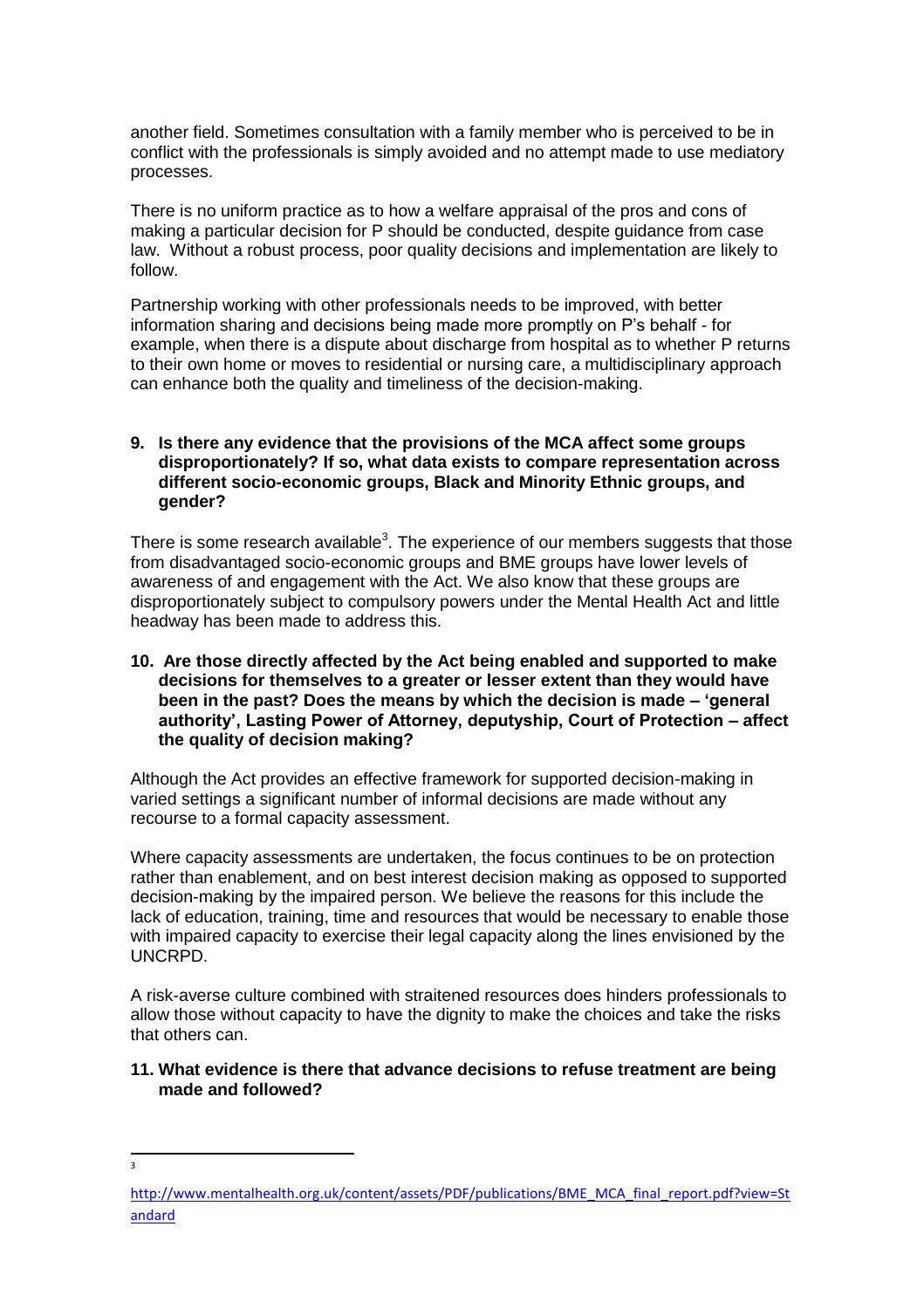another field. Sometimes consultation with a family member who is perceived to be in conflict with the professionals is simply avoided and no attempt made to use mediatory processes.

There is no uniform practice as to how a welfare appraisal of the pros and cons of making a particular decision for P should be conducted, despite guidance from case law. Without a robust process, poor quality decisions and implementation are likely to follow.

Partnership working with other professionals needs to be improved, with better information sharing and decisions being made more promptly on P's behalf - for example, when there is a dispute about discharge from hospital as to whether P returns to their own home or moves to residential or nursing care, a multidisciplinary approach can enhance both the quality and timeliness of the decision-making.

**9. Is there any evidence that the provisions of the MCA affect some groups disproportionately? If so, what data exists to compare representation across different socio-economic groups, Black and Minority Ethnic groups, and gender?**

There is some research available[3]. The experience of our members suggests that those from disadvantaged socio-economic groups and BME groups have lower levels of awareness of and engagement with the Act. We also know that these groups are disproportionately subject to compulsory powers under the Mental Health Act and little headway has been made to address this.

**10. Are those directly affected by the Act being enabled and supported to make decisions for themselves to a greater or lesser extent than they would have been in the past? Does the means by which the decision is made – 'general authority', Lasting Power of Attorney, deputyship, Court of Protection – affect the quality of decision making?**

Although the Act provides an effective framework for supported decision-making in varied settings a significant number of informal decisions are made without any recourse to a formal capacity assessment.

Where capacity assessments are undertaken, the focus continues to be on protection rather than enablement, and on best interest decision making as opposed to supported decision-making by the impaired person. We believe the reasons for this include the lack of education, training, time and resources that would be necessary to enable those with impaired capacity to exercise their legal capacity along the lines envisioned by the UNCRPD.

A risk-averse culture combined with straitened resources does hinders professionals to allow those without capacity to have the dignity to make the choices and take the risks that others can.

**11. What evidence is there that advance decisions to refuse treatment are being made and followed?**

---

[3] http://www.mentalhealth.org.uk/content/assets/PDF/publications/BME_MCA_final_report.pdf?view=Standard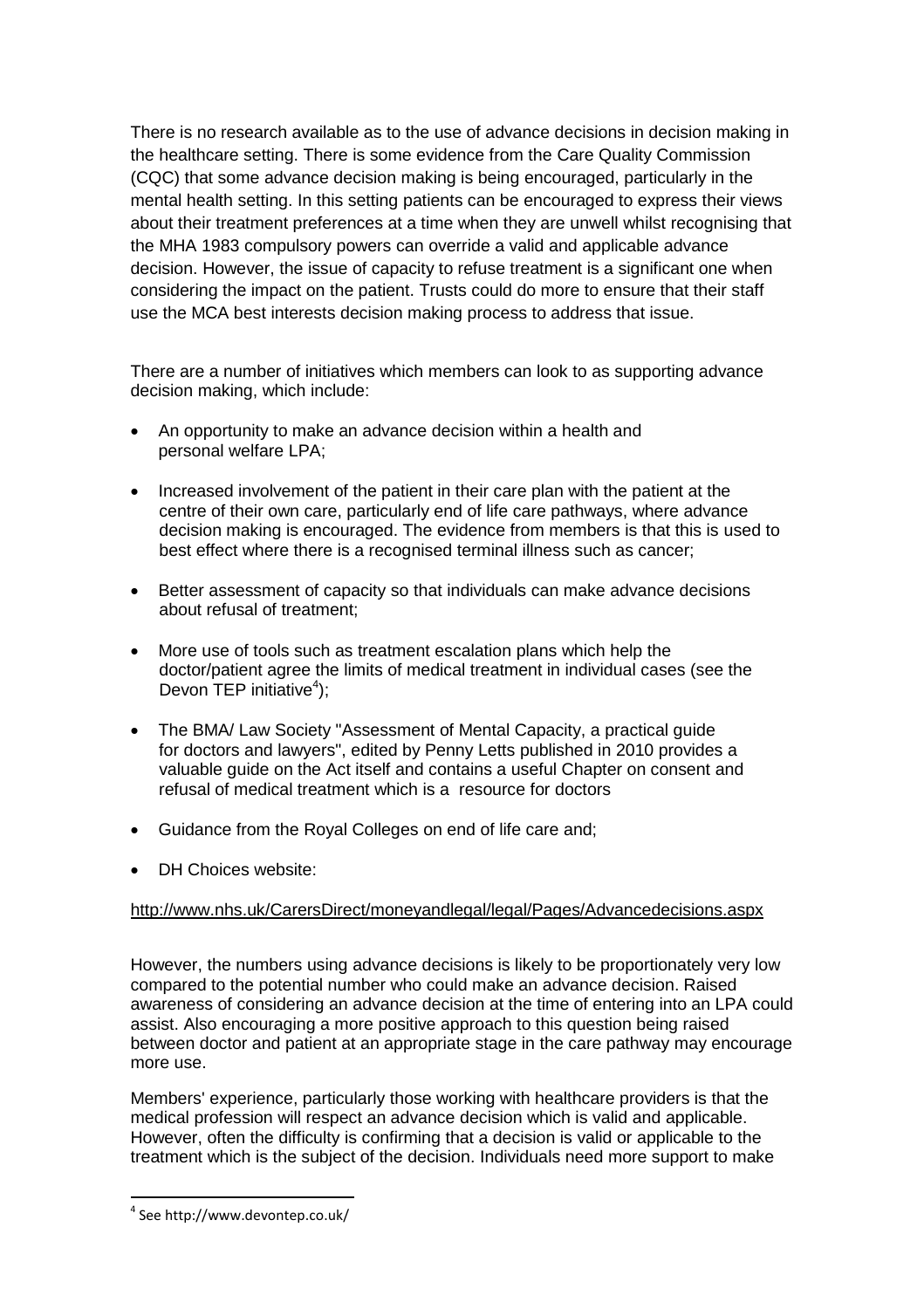There is no research available as to the use of advance decisions in decision making in the healthcare setting. There is some evidence from the Care Quality Commission (CQC) that some advance decision making is being encouraged, particularly in the mental health setting. In this setting patients can be encouraged to express their views about their treatment preferences at a time when they are unwell whilst recognising that the MHA 1983 compulsory powers can override a valid and applicable advance decision. However, the issue of capacity to refuse treatment is a significant one when considering the impact on the patient. Trusts could do more to ensure that their staff use the MCA best interests decision making process to address that issue.

There are a number of initiatives which members can look to as supporting advance decision making, which include:

- An opportunity to make an advance decision within a health and personal welfare LPA;
- Increased involvement of the patient in their care plan with the patient at the centre of their own care, particularly end of life care pathways, where advance decision making is encouraged. The evidence from members is that this is used to best effect where there is a recognised terminal illness such as cancer;
- Better assessment of capacity so that individuals can make advance decisions about refusal of treatment;
- More use of tools such as treatment escalation plans which help the doctor/patient agree the limits of medical treatment in individual cases (see the Devon TEP initiative[4]);
- The BMA/ Law Society "Assessment of Mental Capacity, a practical guide for doctors and lawyers", edited by Penny Letts published in 2010 provides a valuable guide on the Act itself and contains a useful Chapter on consent and refusal of medical treatment which is a resource for doctors
- Guidance from the Royal Colleges on end of life care and;
- DH Choices website:

http://www.nhs.uk/CarersDirect/moneyandlegal/legal/Pages/Advancedecisions.aspx

However, the numbers using advance decisions is likely to be proportionately very low compared to the potential number who could make an advance decision. Raised awareness of considering an advance decision at the time of entering into an LPA could assist. Also encouraging a more positive approach to this question being raised between doctor and patient at an appropriate stage in the care pathway may encourage more use.

Members' experience, particularly those working with healthcare providers is that the medical profession will respect an advance decision which is valid and applicable. However, often the difficulty is confirming that a decision is valid or applicable to the treatment which is the subject of the decision. Individuals need more support to make

[4] See http://www.devontep.co.uk/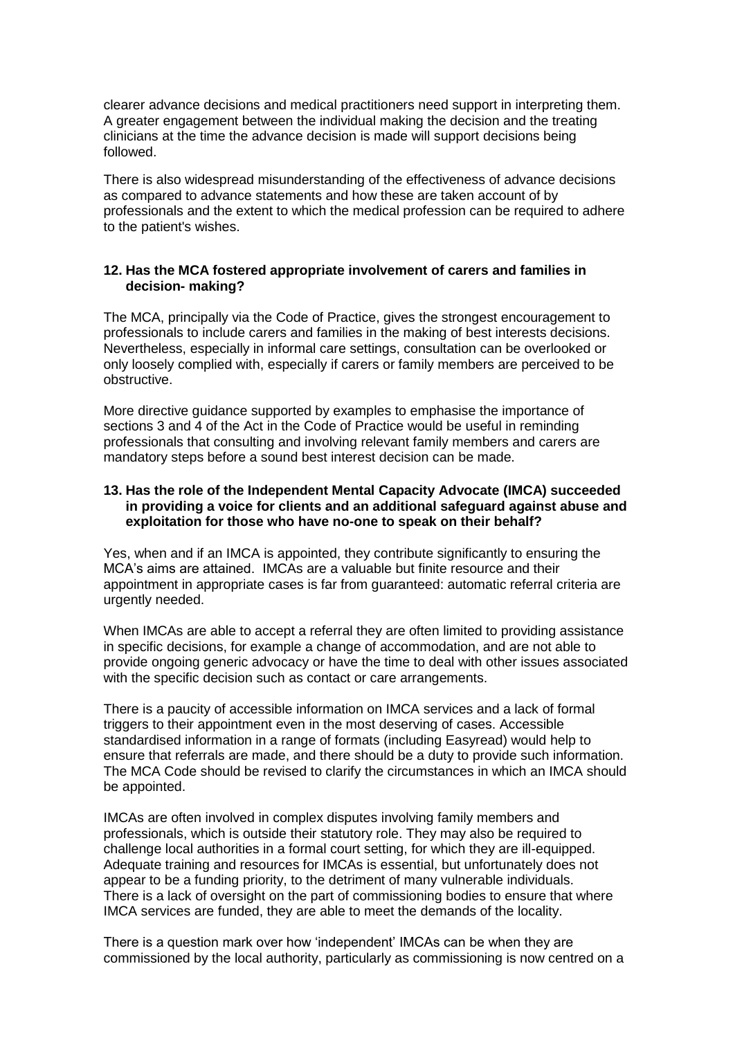clearer advance decisions and medical practitioners need support in interpreting them. A greater engagement between the individual making the decision and the treating clinicians at the time the advance decision is made will support decisions being followed.

There is also widespread misunderstanding of the effectiveness of advance decisions as compared to advance statements and how these are taken account of by professionals and the extent to which the medical profession can be required to adhere to the patient's wishes.

**12. Has the MCA fostered appropriate involvement of carers and families in decision- making?**

The MCA, principally via the Code of Practice, gives the strongest encouragement to professionals to include carers and families in the making of best interests decisions. Nevertheless, especially in informal care settings, consultation can be overlooked or only loosely complied with, especially if carers or family members are perceived to be obstructive.

More directive guidance supported by examples to emphasise the importance of sections 3 and 4 of the Act in the Code of Practice would be useful in reminding professionals that consulting and involving relevant family members and carers are mandatory steps before a sound best interest decision can be made.

**13. Has the role of the Independent Mental Capacity Advocate (IMCA) succeeded in providing a voice for clients and an additional safeguard against abuse and exploitation for those who have no-one to speak on their behalf?**

Yes, when and if an IMCA is appointed, they contribute significantly to ensuring the MCA's aims are attained. IMCAs are a valuable but finite resource and their appointment in appropriate cases is far from guaranteed: automatic referral criteria are urgently needed.

When IMCAs are able to accept a referral they are often limited to providing assistance in specific decisions, for example a change of accommodation, and are not able to provide ongoing generic advocacy or have the time to deal with other issues associated with the specific decision such as contact or care arrangements.

There is a paucity of accessible information on IMCA services and a lack of formal triggers to their appointment even in the most deserving of cases. Accessible standardised information in a range of formats (including Easyread) would help to ensure that referrals are made, and there should be a duty to provide such information. The MCA Code should be revised to clarify the circumstances in which an IMCA should be appointed.

IMCAs are often involved in complex disputes involving family members and professionals, which is outside their statutory role. They may also be required to challenge local authorities in a formal court setting, for which they are ill-equipped. Adequate training and resources for IMCAs is essential, but unfortunately does not appear to be a funding priority, to the detriment of many vulnerable individuals. There is a lack of oversight on the part of commissioning bodies to ensure that where IMCA services are funded, they are able to meet the demands of the locality.

There is a question mark over how 'independent' IMCAs can be when they are commissioned by the local authority, particularly as commissioning is now centred on a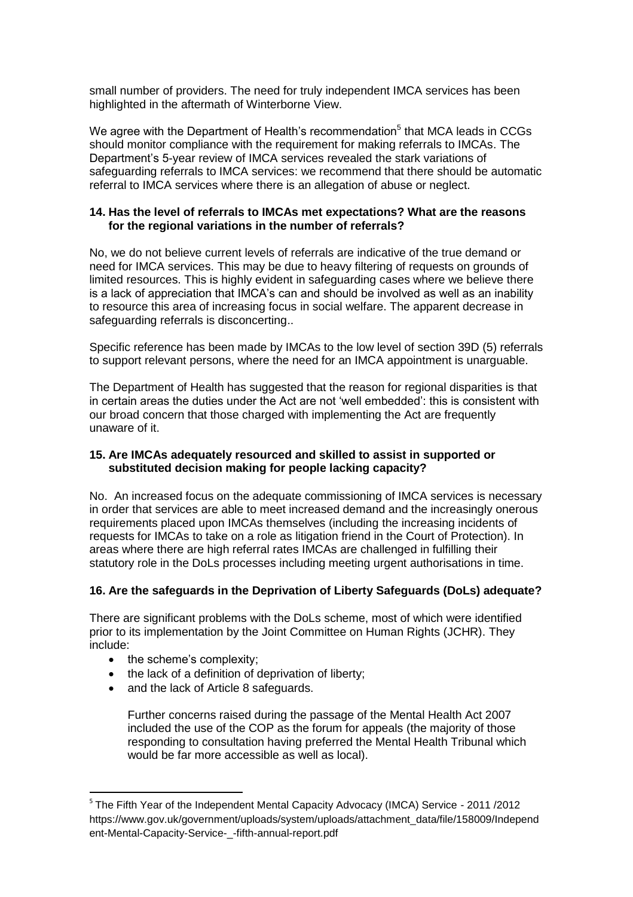small number of providers. The need for truly independent IMCA services has been highlighted in the aftermath of Winterborne View.

We agree with the Department of Health's recommendation[5] that MCA leads in CCGs should monitor compliance with the requirement for making referrals to IMCAs. The Department's 5-year review of IMCA services revealed the stark variations of safeguarding referrals to IMCA services: we recommend that there should be automatic referral to IMCA services where there is an allegation of abuse or neglect.

**14. Has the level of referrals to IMCAs met expectations? What are the reasons for the regional variations in the number of referrals?**

No, we do not believe current levels of referrals are indicative of the true demand or need for IMCA services. This may be due to heavy filtering of requests on grounds of limited resources. This is highly evident in safeguarding cases where we believe there is a lack of appreciation that IMCA's can and should be involved as well as an inability to resource this area of increasing focus in social welfare. The apparent decrease in safeguarding referrals is disconcerting..

Specific reference has been made by IMCAs to the low level of section 39D (5) referrals to support relevant persons, where the need for an IMCA appointment is unarguable.

The Department of Health has suggested that the reason for regional disparities is that in certain areas the duties under the Act are not 'well embedded': this is consistent with our broad concern that those charged with implementing the Act are frequently unaware of it.

**15. Are IMCAs adequately resourced and skilled to assist in supported or substituted decision making for people lacking capacity?**

No. An increased focus on the adequate commissioning of IMCA services is necessary in order that services are able to meet increased demand and the increasingly onerous requirements placed upon IMCAs themselves (including the increasing incidents of requests for IMCAs to take on a role as litigation friend in the Court of Protection). In areas where there are high referral rates IMCAs are challenged in fulfilling their statutory role in the DoLs processes including meeting urgent authorisations in time.

**16. Are the safeguards in the Deprivation of Liberty Safeguards (DoLs) adequate?**

There are significant problems with the DoLs scheme, most of which were identified prior to its implementation by the Joint Committee on Human Rights (JCHR). They include:

- the scheme's complexity;
- the lack of a definition of deprivation of liberty;
- and the lack of Article 8 safeguards.

  Further concerns raised during the passage of the Mental Health Act 2007 included the use of the COP as the forum for appeals (the majority of those responding to consultation having preferred the Mental Health Tribunal which would be far more accessible as well as local).

---

[5] The Fifth Year of the Independent Mental Capacity Advocacy (IMCA) Service - 2011 /2012 https://www.gov.uk/government/uploads/system/uploads/attachment_data/file/158009/Independent-Mental-Capacity-Service-_-fifth-annual-report.pdf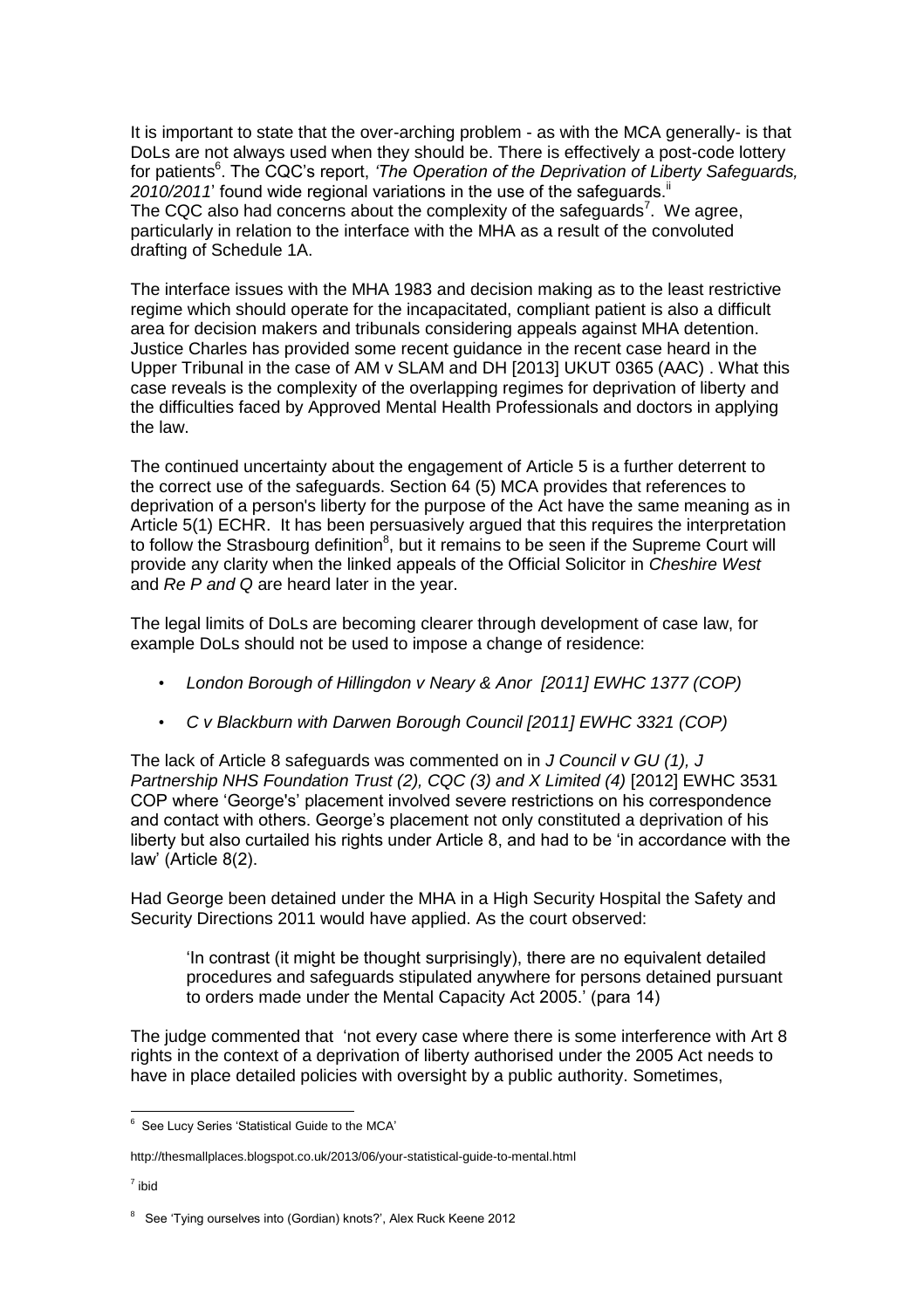It is important to state that the over-arching problem - as with the MCA generally- is that DoLs are not always used when they should be. There is effectively a post-code lottery for patients[6]. The CQC's report, *'The Operation of the Deprivation of Liberty Safeguards, 2010/2011*' found wide regional variations in the use of the safeguards.[ii] The CQC also had concerns about the complexity of the safeguards[7]. We agree, particularly in relation to the interface with the MHA as a result of the convoluted drafting of Schedule 1A.

The interface issues with the MHA 1983 and decision making as to the least restrictive regime which should operate for the incapacitated, compliant patient is also a difficult area for decision makers and tribunals considering appeals against MHA detention. Justice Charles has provided some recent guidance in the recent case heard in the Upper Tribunal in the case of AM v SLAM and DH [2013] UKUT 0365 (AAC) . What this case reveals is the complexity of the overlapping regimes for deprivation of liberty and the difficulties faced by Approved Mental Health Professionals and doctors in applying the law.

The continued uncertainty about the engagement of Article 5 is a further deterrent to the correct use of the safeguards. Section 64 (5) MCA provides that references to deprivation of a person's liberty for the purpose of the Act have the same meaning as in Article 5(1) ECHR. It has been persuasively argued that this requires the interpretation to follow the Strasbourg definition[8], but it remains to be seen if the Supreme Court will provide any clarity when the linked appeals of the Official Solicitor in *Cheshire West* and *Re P and Q* are heard later in the year.

The legal limits of DoLs are becoming clearer through development of case law, for example DoLs should not be used to impose a change of residence:

- *London Borough of Hillingdon v Neary & Anor [2011] EWHC 1377 (COP)*
- *C v Blackburn with Darwen Borough Council [2011] EWHC 3321 (COP)*

The lack of Article 8 safeguards was commented on in *J Council v GU (1), J Partnership NHS Foundation Trust (2), CQC (3) and X Limited (4)* [2012] EWHC 3531 COP where 'George's' placement involved severe restrictions on his correspondence and contact with others. George's placement not only constituted a deprivation of his liberty but also curtailed his rights under Article 8, and had to be 'in accordance with the law' (Article 8(2).

Had George been detained under the MHA in a High Security Hospital the Safety and Security Directions 2011 would have applied. As the court observed:

> 'In contrast (it might be thought surprisingly), there are no equivalent detailed procedures and safeguards stipulated anywhere for persons detained pursuant to orders made under the Mental Capacity Act 2005.' (para 14)

The judge commented that 'not every case where there is some interference with Art 8 rights in the context of a deprivation of liberty authorised under the 2005 Act needs to have in place detailed policies with oversight by a public authority. Sometimes,

---

[6] See Lucy Series 'Statistical Guide to the MCA'

http://thesmallplaces.blogspot.co.uk/2013/06/your-statistical-guide-to-mental.html

[7] ibid

[8] See 'Tying ourselves into (Gordian) knots?', Alex Ruck Keene 2012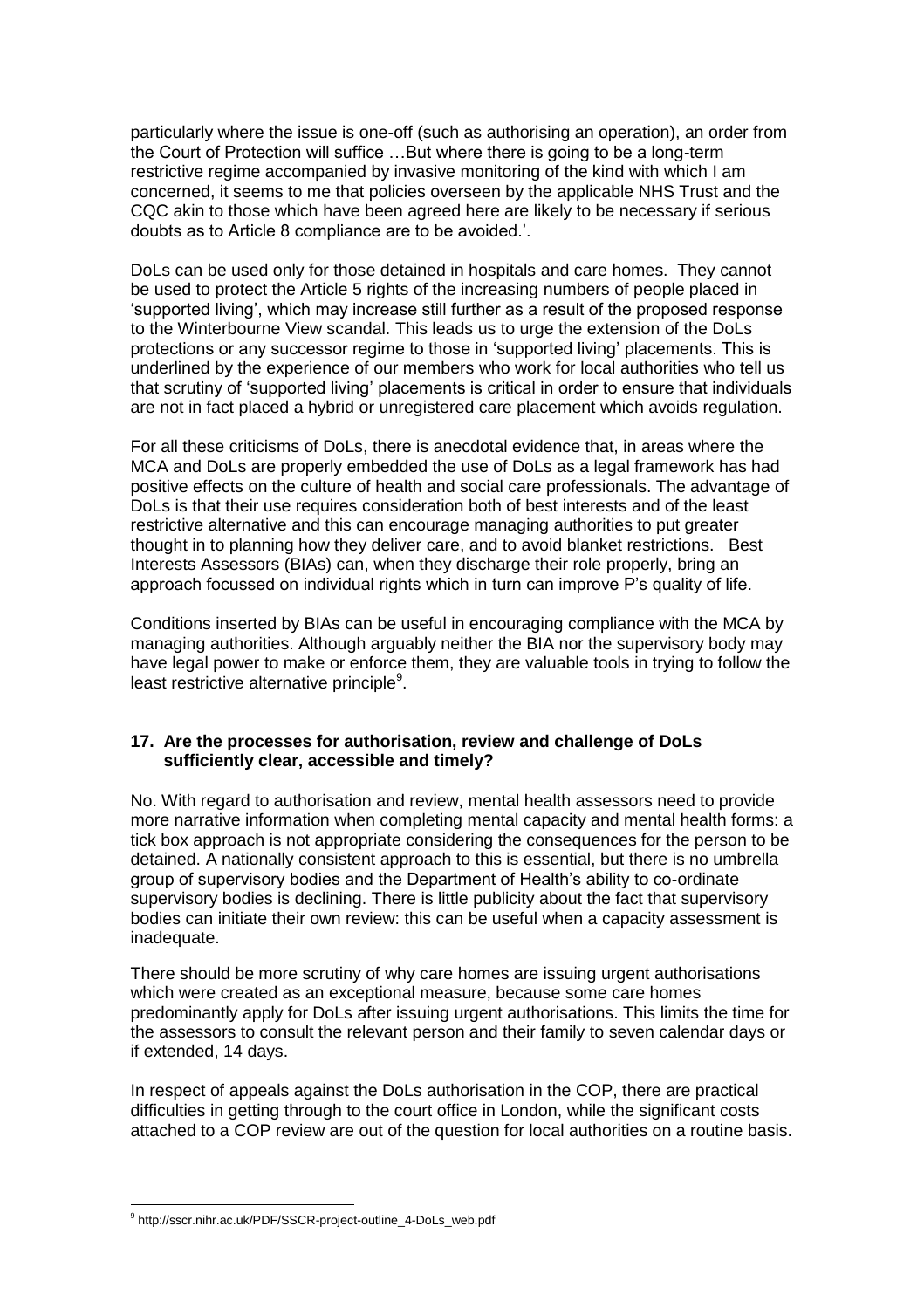particularly where the issue is one-off (such as authorising an operation), an order from the Court of Protection will suffice …But where there is going to be a long-term restrictive regime accompanied by invasive monitoring of the kind with which I am concerned, it seems to me that policies overseen by the applicable NHS Trust and the CQC akin to those which have been agreed here are likely to be necessary if serious doubts as to Article 8 compliance are to be avoided.'.

DoLs can be used only for those detained in hospitals and care homes. They cannot be used to protect the Article 5 rights of the increasing numbers of people placed in 'supported living', which may increase still further as a result of the proposed response to the Winterbourne View scandal. This leads us to urge the extension of the DoLs protections or any successor regime to those in 'supported living' placements. This is underlined by the experience of our members who work for local authorities who tell us that scrutiny of 'supported living' placements is critical in order to ensure that individuals are not in fact placed a hybrid or unregistered care placement which avoids regulation.

For all these criticisms of DoLs, there is anecdotal evidence that, in areas where the MCA and DoLs are properly embedded the use of DoLs as a legal framework has had positive effects on the culture of health and social care professionals. The advantage of DoLs is that their use requires consideration both of best interests and of the least restrictive alternative and this can encourage managing authorities to put greater thought in to planning how they deliver care, and to avoid blanket restrictions. Best Interests Assessors (BIAs) can, when they discharge their role properly, bring an approach focussed on individual rights which in turn can improve P's quality of life.

Conditions inserted by BIAs can be useful in encouraging compliance with the MCA by managing authorities. Although arguably neither the BIA nor the supervisory body may have legal power to make or enforce them, they are valuable tools in trying to follow the least restrictive alternative principle[9].

### 17. Are the processes for authorisation, review and challenge of DoLs sufficiently clear, accessible and timely?

No. With regard to authorisation and review, mental health assessors need to provide more narrative information when completing mental capacity and mental health forms: a tick box approach is not appropriate considering the consequences for the person to be detained. A nationally consistent approach to this is essential, but there is no umbrella group of supervisory bodies and the Department of Health's ability to co-ordinate supervisory bodies is declining. There is little publicity about the fact that supervisory bodies can initiate their own review: this can be useful when a capacity assessment is inadequate.

There should be more scrutiny of why care homes are issuing urgent authorisations which were created as an exceptional measure, because some care homes predominantly apply for DoLs after issuing urgent authorisations. This limits the time for the assessors to consult the relevant person and their family to seven calendar days or if extended, 14 days.

In respect of appeals against the DoLs authorisation in the COP, there are practical difficulties in getting through to the court office in London, while the significant costs attached to a COP review are out of the question for local authorities on a routine basis.

---

[9] http://sscr.nihr.ac.uk/PDF/SSCR-project-outline_4-DoLs_web.pdf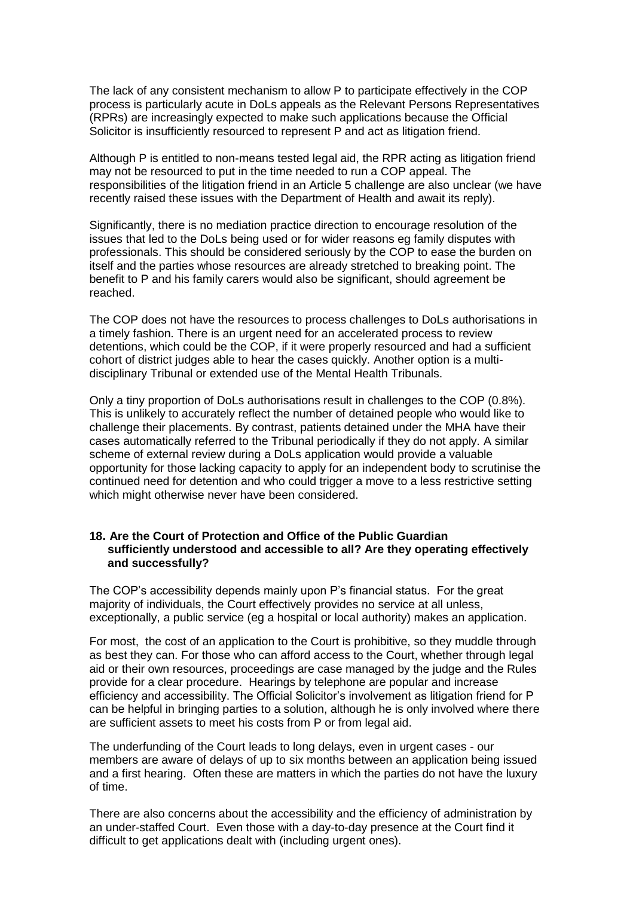The lack of any consistent mechanism to allow P to participate effectively in the COP process is particularly acute in DoLs appeals as the Relevant Persons Representatives (RPRs) are increasingly expected to make such applications because the Official Solicitor is insufficiently resourced to represent P and act as litigation friend.

Although P is entitled to non-means tested legal aid, the RPR acting as litigation friend may not be resourced to put in the time needed to run a COP appeal. The responsibilities of the litigation friend in an Article 5 challenge are also unclear (we have recently raised these issues with the Department of Health and await its reply).

Significantly, there is no mediation practice direction to encourage resolution of the issues that led to the DoLs being used or for wider reasons eg family disputes with professionals. This should be considered seriously by the COP to ease the burden on itself and the parties whose resources are already stretched to breaking point. The benefit to P and his family carers would also be significant, should agreement be reached.

The COP does not have the resources to process challenges to DoLs authorisations in a timely fashion. There is an urgent need for an accelerated process to review detentions, which could be the COP, if it were properly resourced and had a sufficient cohort of district judges able to hear the cases quickly. Another option is a multi-disciplinary Tribunal or extended use of the Mental Health Tribunals.

Only a tiny proportion of DoLs authorisations result in challenges to the COP (0.8%). This is unlikely to accurately reflect the number of detained people who would like to challenge their placements. By contrast, patients detained under the MHA have their cases automatically referred to the Tribunal periodically if they do not apply. A similar scheme of external review during a DoLs application would provide a valuable opportunity for those lacking capacity to apply for an independent body to scrutinise the continued need for detention and who could trigger a move to a less restrictive setting which might otherwise never have been considered.

**18. Are the Court of Protection and Office of the Public Guardian sufficiently understood and accessible to all? Are they operating effectively and successfully?**

The COP's accessibility depends mainly upon P's financial status. For the great majority of individuals, the Court effectively provides no service at all unless, exceptionally, a public service (eg a hospital or local authority) makes an application.

For most, the cost of an application to the Court is prohibitive, so they muddle through as best they can. For those who can afford access to the Court, whether through legal aid or their own resources, proceedings are case managed by the judge and the Rules provide for a clear procedure. Hearings by telephone are popular and increase efficiency and accessibility. The Official Solicitor's involvement as litigation friend for P can be helpful in bringing parties to a solution, although he is only involved where there are sufficient assets to meet his costs from P or from legal aid.

The underfunding of the Court leads to long delays, even in urgent cases - our members are aware of delays of up to six months between an application being issued and a first hearing. Often these are matters in which the parties do not have the luxury of time.

There are also concerns about the accessibility and the efficiency of administration by an under-staffed Court. Even those with a day-to-day presence at the Court find it difficult to get applications dealt with (including urgent ones).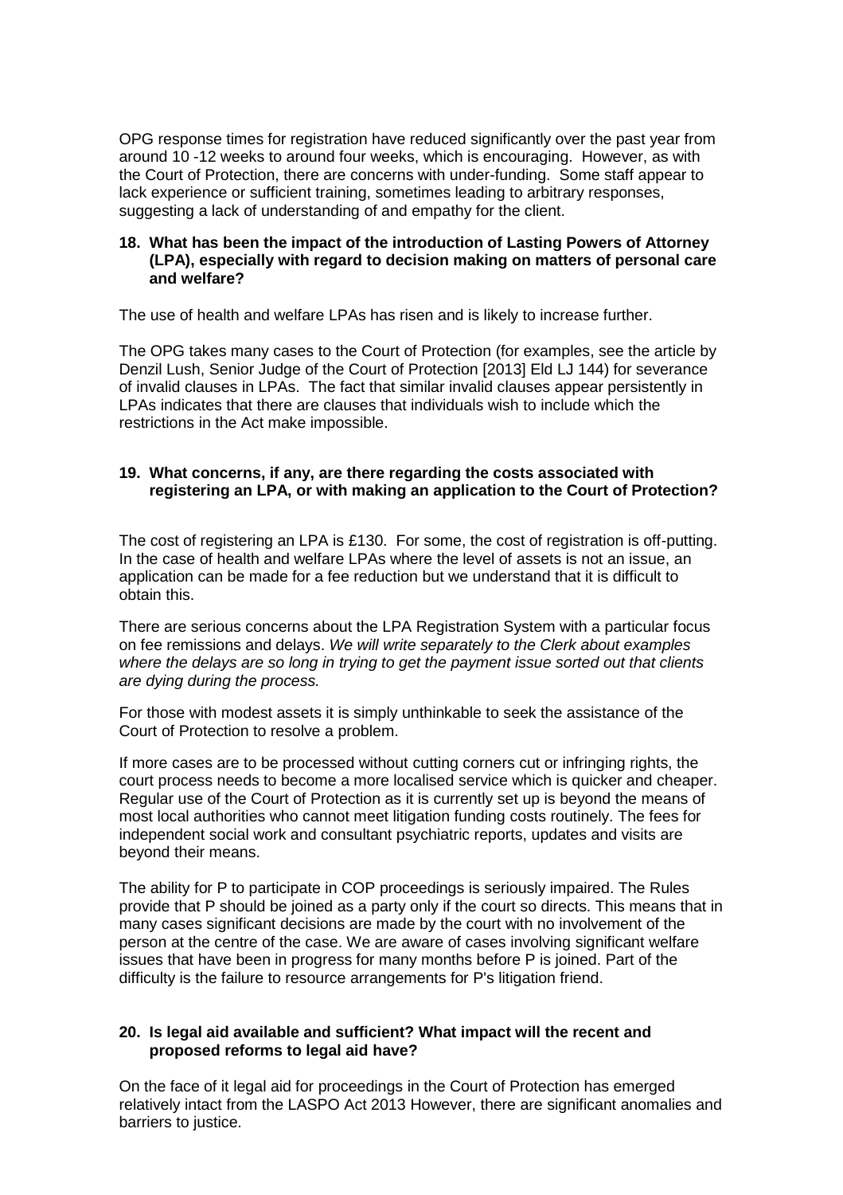OPG response times for registration have reduced significantly over the past year from around 10 -12 weeks to around four weeks, which is encouraging. However, as with the Court of Protection, there are concerns with under-funding. Some staff appear to lack experience or sufficient training, sometimes leading to arbitrary responses, suggesting a lack of understanding of and empathy for the client.

**18. What has been the impact of the introduction of Lasting Powers of Attorney (LPA), especially with regard to decision making on matters of personal care and welfare?**

The use of health and welfare LPAs has risen and is likely to increase further.

The OPG takes many cases to the Court of Protection (for examples, see the article by Denzil Lush, Senior Judge of the Court of Protection [2013] Eld LJ 144) for severance of invalid clauses in LPAs. The fact that similar invalid clauses appear persistently in LPAs indicates that there are clauses that individuals wish to include which the restrictions in the Act make impossible.

**19. What concerns, if any, are there regarding the costs associated with registering an LPA, or with making an application to the Court of Protection?**

The cost of registering an LPA is £130. For some, the cost of registration is off-putting. In the case of health and welfare LPAs where the level of assets is not an issue, an application can be made for a fee reduction but we understand that it is difficult to obtain this.

There are serious concerns about the LPA Registration System with a particular focus on fee remissions and delays. *We will write separately to the Clerk about examples where the delays are so long in trying to get the payment issue sorted out that clients are dying during the process.*

For those with modest assets it is simply unthinkable to seek the assistance of the Court of Protection to resolve a problem.

If more cases are to be processed without cutting corners cut or infringing rights, the court process needs to become a more localised service which is quicker and cheaper. Regular use of the Court of Protection as it is currently set up is beyond the means of most local authorities who cannot meet litigation funding costs routinely. The fees for independent social work and consultant psychiatric reports, updates and visits are beyond their means.

The ability for P to participate in COP proceedings is seriously impaired. The Rules provide that P should be joined as a party only if the court so directs. This means that in many cases significant decisions are made by the court with no involvement of the person at the centre of the case. We are aware of cases involving significant welfare issues that have been in progress for many months before P is joined. Part of the difficulty is the failure to resource arrangements for P's litigation friend.

**20. Is legal aid available and sufficient? What impact will the recent and proposed reforms to legal aid have?**

On the face of it legal aid for proceedings in the Court of Protection has emerged relatively intact from the LASPO Act 2013 However, there are significant anomalies and barriers to justice.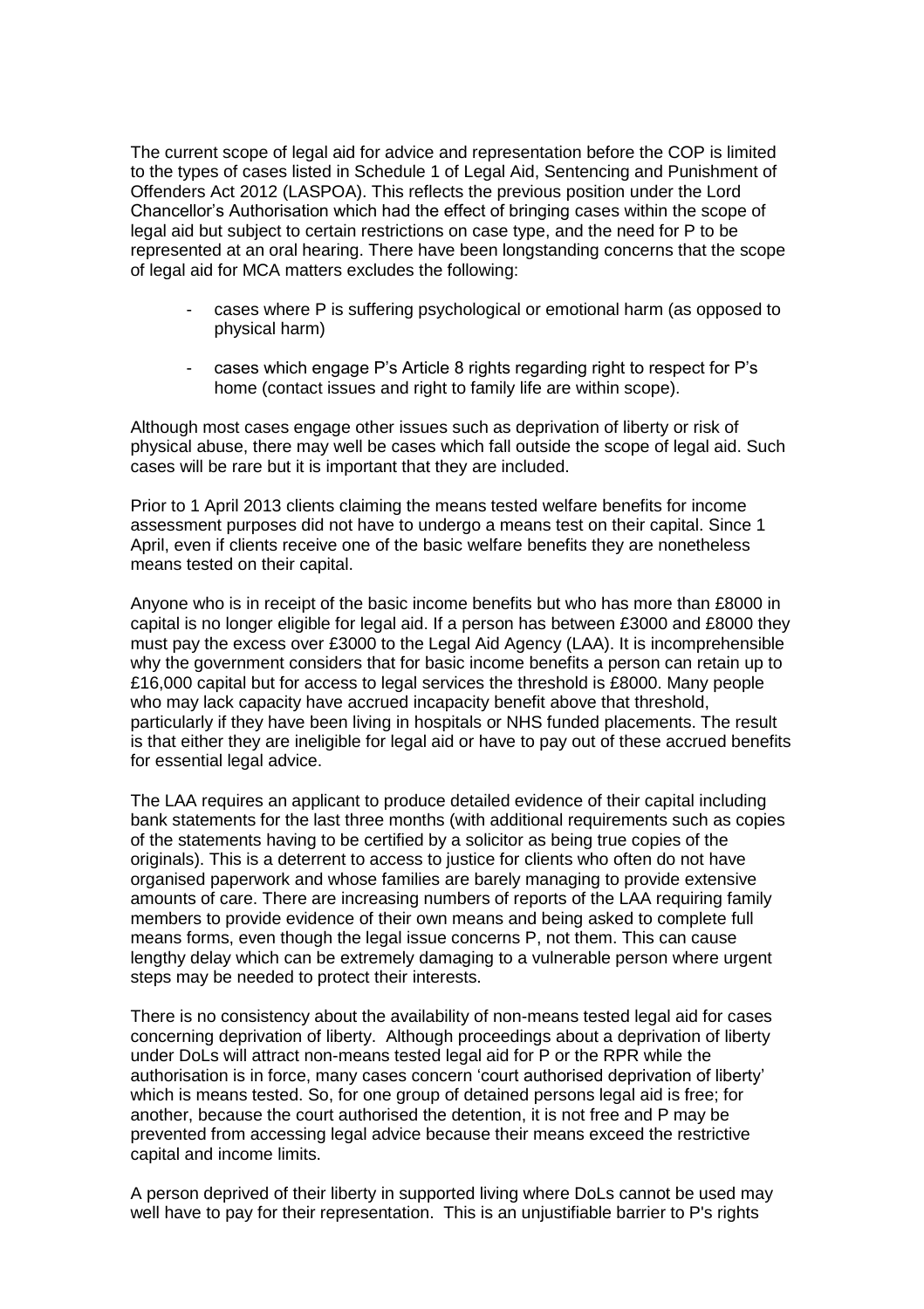The current scope of legal aid for advice and representation before the COP is limited to the types of cases listed in Schedule 1 of Legal Aid, Sentencing and Punishment of Offenders Act 2012 (LASPOA). This reflects the previous position under the Lord Chancellor's Authorisation which had the effect of bringing cases within the scope of legal aid but subject to certain restrictions on case type, and the need for P to be represented at an oral hearing. There have been longstanding concerns that the scope of legal aid for MCA matters excludes the following:

- cases where P is suffering psychological or emotional harm (as opposed to physical harm)
- cases which engage P's Article 8 rights regarding right to respect for P's home (contact issues and right to family life are within scope).

Although most cases engage other issues such as deprivation of liberty or risk of physical abuse, there may well be cases which fall outside the scope of legal aid. Such cases will be rare but it is important that they are included.

Prior to 1 April 2013 clients claiming the means tested welfare benefits for income assessment purposes did not have to undergo a means test on their capital. Since 1 April, even if clients receive one of the basic welfare benefits they are nonetheless means tested on their capital.

Anyone who is in receipt of the basic income benefits but who has more than £8000 in capital is no longer eligible for legal aid. If a person has between £3000 and £8000 they must pay the excess over £3000 to the Legal Aid Agency (LAA). It is incomprehensible why the government considers that for basic income benefits a person can retain up to £16,000 capital but for access to legal services the threshold is £8000. Many people who may lack capacity have accrued incapacity benefit above that threshold, particularly if they have been living in hospitals or NHS funded placements. The result is that either they are ineligible for legal aid or have to pay out of these accrued benefits for essential legal advice.

The LAA requires an applicant to produce detailed evidence of their capital including bank statements for the last three months (with additional requirements such as copies of the statements having to be certified by a solicitor as being true copies of the originals). This is a deterrent to access to justice for clients who often do not have organised paperwork and whose families are barely managing to provide extensive amounts of care. There are increasing numbers of reports of the LAA requiring family members to provide evidence of their own means and being asked to complete full means forms, even though the legal issue concerns P, not them. This can cause lengthy delay which can be extremely damaging to a vulnerable person where urgent steps may be needed to protect their interests.

There is no consistency about the availability of non-means tested legal aid for cases concerning deprivation of liberty. Although proceedings about a deprivation of liberty under DoLs will attract non-means tested legal aid for P or the RPR while the authorisation is in force, many cases concern 'court authorised deprivation of liberty' which is means tested. So, for one group of detained persons legal aid is free; for another, because the court authorised the detention, it is not free and P may be prevented from accessing legal advice because their means exceed the restrictive capital and income limits.

A person deprived of their liberty in supported living where DoLs cannot be used may well have to pay for their representation. This is an unjustifiable barrier to P's rights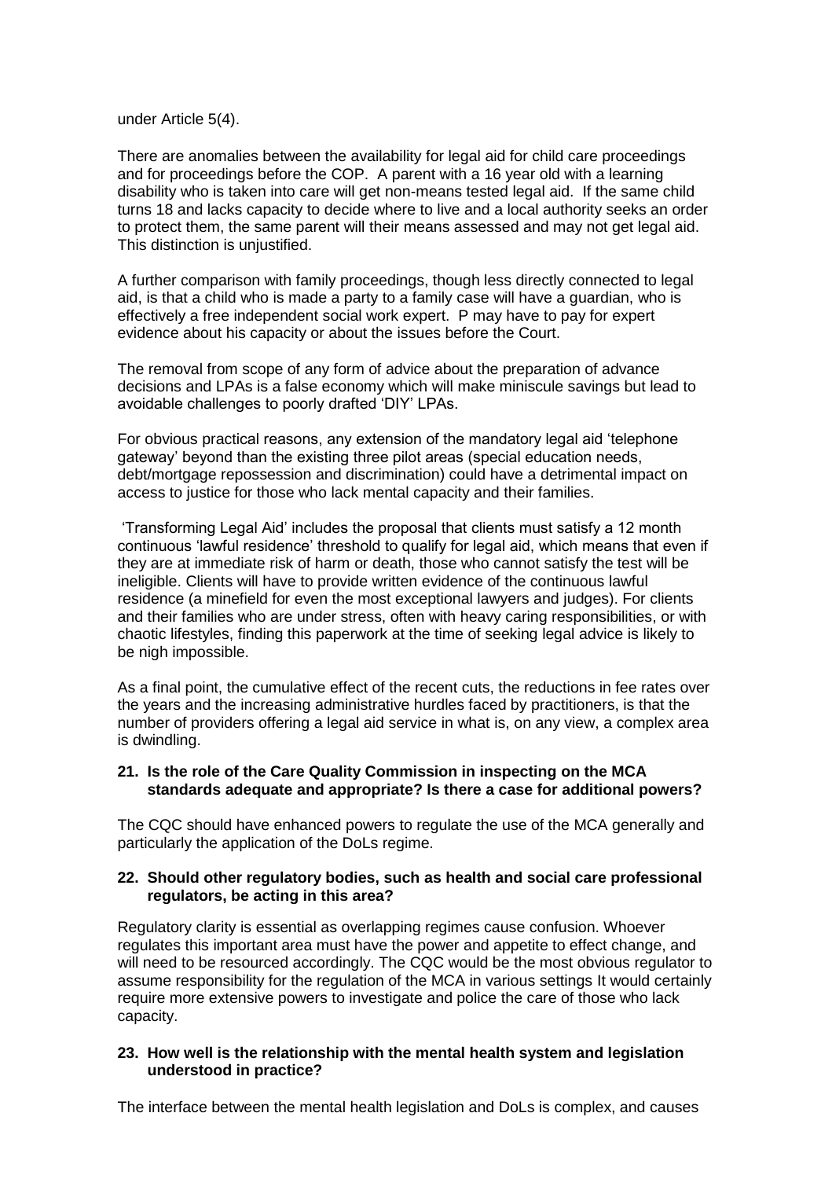under Article 5(4).

There are anomalies between the availability for legal aid for child care proceedings and for proceedings before the COP. A parent with a 16 year old with a learning disability who is taken into care will get non-means tested legal aid. If the same child turns 18 and lacks capacity to decide where to live and a local authority seeks an order to protect them, the same parent will their means assessed and may not get legal aid. This distinction is unjustified.

A further comparison with family proceedings, though less directly connected to legal aid, is that a child who is made a party to a family case will have a guardian, who is effectively a free independent social work expert. P may have to pay for expert evidence about his capacity or about the issues before the Court.

The removal from scope of any form of advice about the preparation of advance decisions and LPAs is a false economy which will make miniscule savings but lead to avoidable challenges to poorly drafted 'DIY' LPAs.

For obvious practical reasons, any extension of the mandatory legal aid 'telephone gateway' beyond than the existing three pilot areas (special education needs, debt/mortgage repossession and discrimination) could have a detrimental impact on access to justice for those who lack mental capacity and their families.

'Transforming Legal Aid' includes the proposal that clients must satisfy a 12 month continuous 'lawful residence' threshold to qualify for legal aid, which means that even if they are at immediate risk of harm or death, those who cannot satisfy the test will be ineligible. Clients will have to provide written evidence of the continuous lawful residence (a minefield for even the most exceptional lawyers and judges). For clients and their families who are under stress, often with heavy caring responsibilities, or with chaotic lifestyles, finding this paperwork at the time of seeking legal advice is likely to be nigh impossible.

As a final point, the cumulative effect of the recent cuts, the reductions in fee rates over the years and the increasing administrative hurdles faced by practitioners, is that the number of providers offering a legal aid service in what is, on any view, a complex area is dwindling.

**21. Is the role of the Care Quality Commission in inspecting on the MCA standards adequate and appropriate? Is there a case for additional powers?**

The CQC should have enhanced powers to regulate the use of the MCA generally and particularly the application of the DoLs regime.

**22. Should other regulatory bodies, such as health and social care professional regulators, be acting in this area?**

Regulatory clarity is essential as overlapping regimes cause confusion. Whoever regulates this important area must have the power and appetite to effect change, and will need to be resourced accordingly. The CQC would be the most obvious regulator to assume responsibility for the regulation of the MCA in various settings It would certainly require more extensive powers to investigate and police the care of those who lack capacity.

**23. How well is the relationship with the mental health system and legislation understood in practice?**

The interface between the mental health legislation and DoLs is complex, and causes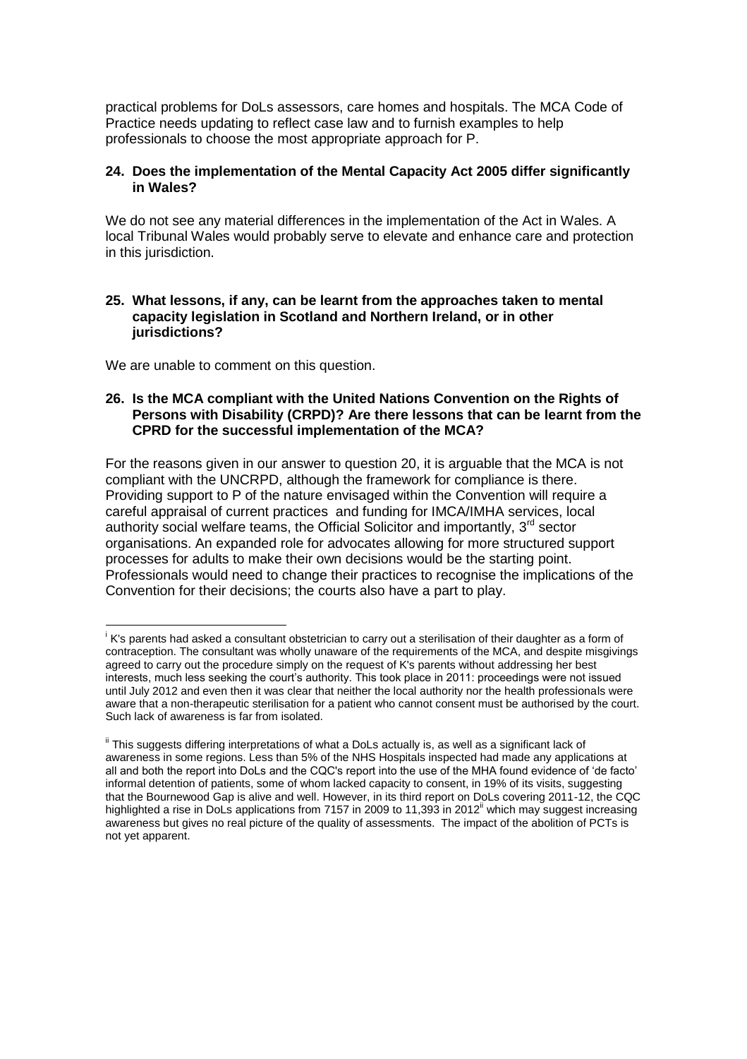practical problems for DoLs assessors, care homes and hospitals. The MCA Code of Practice needs updating to reflect case law and to furnish examples to help professionals to choose the most appropriate approach for P.

**24. Does the implementation of the Mental Capacity Act 2005 differ significantly in Wales?**

We do not see any material differences in the implementation of the Act in Wales. A local Tribunal Wales would probably serve to elevate and enhance care and protection in this jurisdiction.

**25. What lessons, if any, can be learnt from the approaches taken to mental capacity legislation in Scotland and Northern Ireland, or in other jurisdictions?**

We are unable to comment on this question.

**26. Is the MCA compliant with the United Nations Convention on the Rights of Persons with Disability (CRPD)? Are there lessons that can be learnt from the CPRD for the successful implementation of the MCA?**

For the reasons given in our answer to question 20, it is arguable that the MCA is not compliant with the UNCRPD, although the framework for compliance is there. Providing support to P of the nature envisaged within the Convention will require a careful appraisal of current practices and funding for IMCA/IMHA services, local authority social welfare teams, the Official Solicitor and importantly, 3rd sector organisations. An expanded role for advocates allowing for more structured support processes for adults to make their own decisions would be the starting point. Professionals would need to change their practices to recognise the implications of the Convention for their decisions; the courts also have a part to play.

---

[i] K's parents had asked a consultant obstetrician to carry out a sterilisation of their daughter as a form of contraception. The consultant was wholly unaware of the requirements of the MCA, and despite misgivings agreed to carry out the procedure simply on the request of K's parents without addressing her best interests, much less seeking the court's authority. This took place in 2011: proceedings were not issued until July 2012 and even then it was clear that neither the local authority nor the health professionals were aware that a non-therapeutic sterilisation for a patient who cannot consent must be authorised by the court. Such lack of awareness is far from isolated.

[ii] This suggests differing interpretations of what a DoLs actually is, as well as a significant lack of awareness in some regions. Less than 5% of the NHS Hospitals inspected had made any applications at all and both the report into DoLs and the CQC's report into the use of the MHA found evidence of 'de facto' informal detention of patients, some of whom lacked capacity to consent, in 19% of its visits, suggesting that the Bournewood Gap is alive and well. However, in its third report on DoLs covering 2011-12, the CQC highlighted a rise in DoLs applications from 7157 in 2009 to 11,393 in 2012[ii] which may suggest increasing awareness but gives no real picture of the quality of assessments. The impact of the abolition of PCTs is not yet apparent.